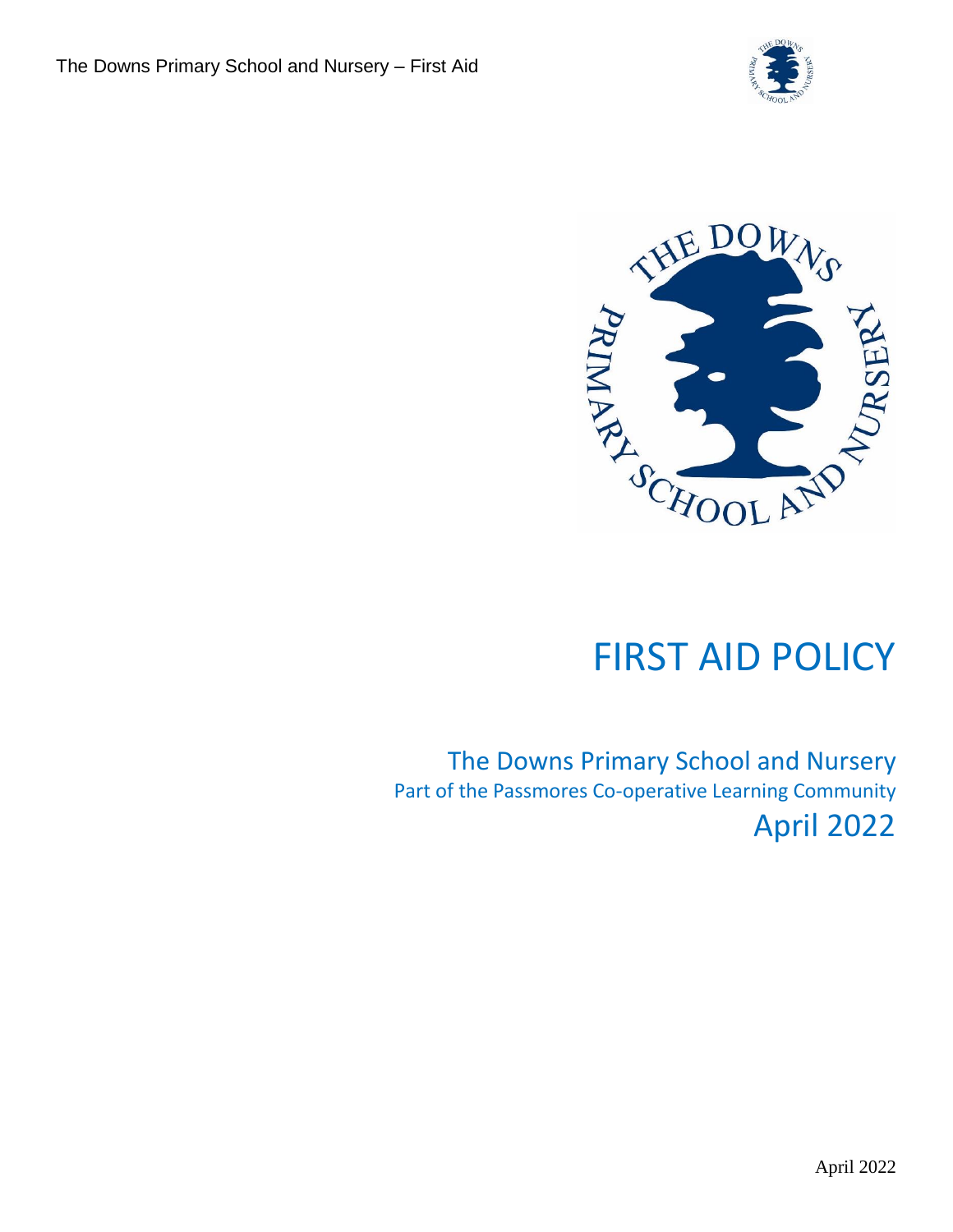# FIRST AID POLICY

The Downs Primary School and Nursery

Part of the Passmores Co-operative Learning Community

April 2022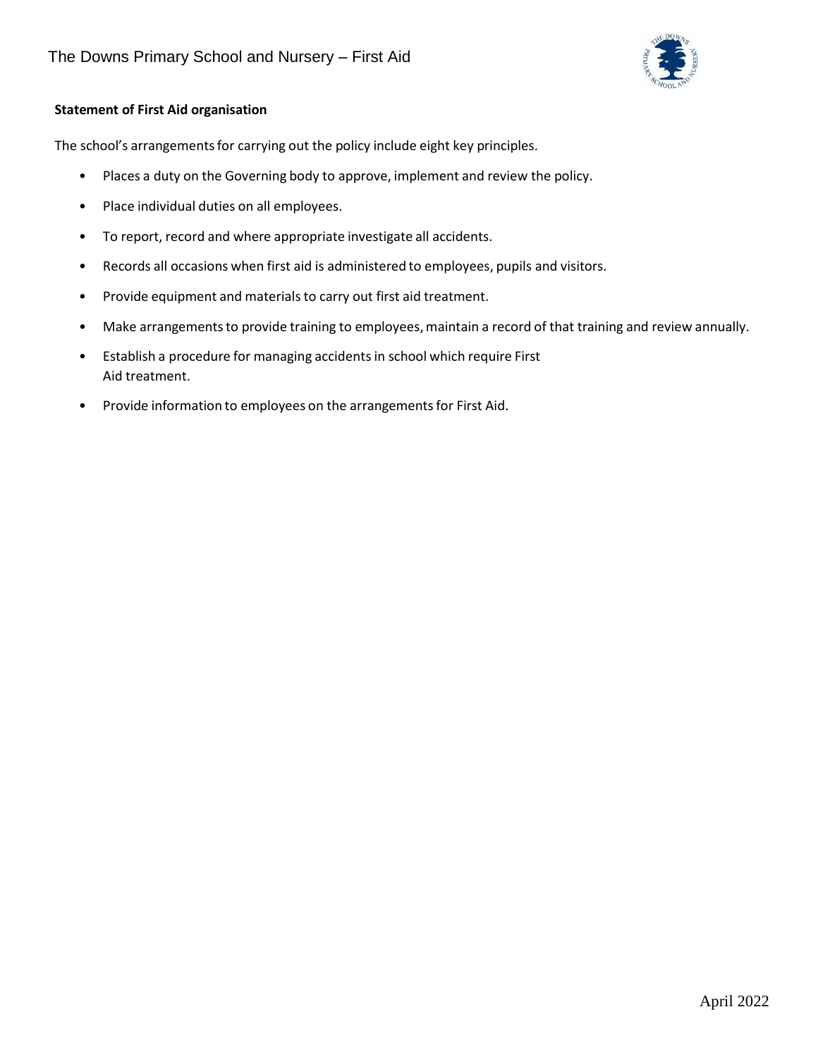**Statement of First Aid organisation**

The school's arrangements for carrying out the policy include eight key principles.

- Places a duty on the Governing body to approve, implement and review the policy.
- Place individual duties on all employees.
- To report, record and where appropriate investigate all accidents.
- Records all occasions when first aid is administered to employees, pupils and visitors.
- Provide equipment and materials to carry out first aid treatment.
- Make arrangements to provide training to employees, maintain a record of that training and review annually.
- Establish a procedure for managing accidents in school which require First Aid treatment.
- Provide information to employees on the arrangements for First Aid.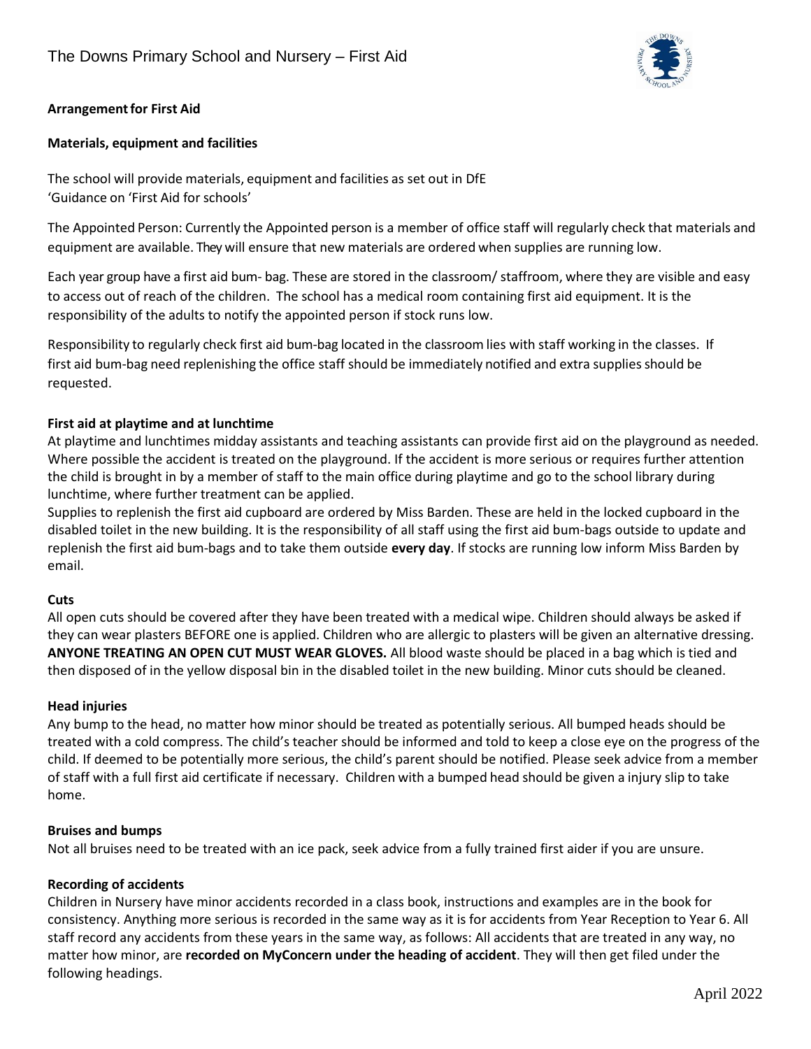**Arrangement for First Aid**

**Materials, equipment and facilities**

The school will provide materials, equipment and facilities as set out in DfE 'Guidance on 'First Aid for schools'

The Appointed Person: Currently the Appointed person is a member of office staff will regularly check that materials and equipment are available. They will ensure that new materials are ordered when supplies are running low.

Each year group have a first aid bum- bag. These are stored in the classroom/ staffroom, where they are visible and easy to access out of reach of the children. The school has a medical room containing first aid equipment. It is the responsibility of the adults to notify the appointed person if stock runs low.

Responsibility to regularly check first aid bum-bag located in the classroom lies with staff working in the classes. If first aid bum-bag need replenishing the office staff should be immediately notified and extra supplies should be requested.

**First aid at playtime and at lunchtime**

At playtime and lunchtimes midday assistants and teaching assistants can provide first aid on the playground as needed. Where possible the accident is treated on the playground. If the accident is more serious or requires further attention the child is brought in by a member of staff to the main office during playtime and go to the school library during lunchtime, where further treatment can be applied.

Supplies to replenish the first aid cupboard are ordered by Miss Barden. These are held in the locked cupboard in the disabled toilet in the new building. It is the responsibility of all staff using the first aid bum-bags outside to update and replenish the first aid bum-bags and to take them outside **every day**. If stocks are running low inform Miss Barden by email.

**Cuts**

All open cuts should be covered after they have been treated with a medical wipe. Children should always be asked if they can wear plasters BEFORE one is applied. Children who are allergic to plasters will be given an alternative dressing. **ANYONE TREATING AN OPEN CUT MUST WEAR GLOVES.** All blood waste should be placed in a bag which is tied and then disposed of in the yellow disposal bin in the disabled toilet in the new building. Minor cuts should be cleaned.

**Head injuries**

Any bump to the head, no matter how minor should be treated as potentially serious. All bumped heads should be treated with a cold compress. The child's teacher should be informed and told to keep a close eye on the progress of the child. If deemed to be potentially more serious, the child's parent should be notified. Please seek advice from a member of staff with a full first aid certificate if necessary. Children with a bumped head should be given a injury slip to take home.

**Bruises and bumps**

Not all bruises need to be treated with an ice pack, seek advice from a fully trained first aider if you are unsure.

**Recording of accidents**

Children in Nursery have minor accidents recorded in a class book, instructions and examples are in the book for consistency. Anything more serious is recorded in the same way as it is for accidents from Year Reception to Year 6. All staff record any accidents from these years in the same way, as follows: All accidents that are treated in any way, no matter how minor, are **recorded on MyConcern under the heading of accident**. They will then get filed under the following headings.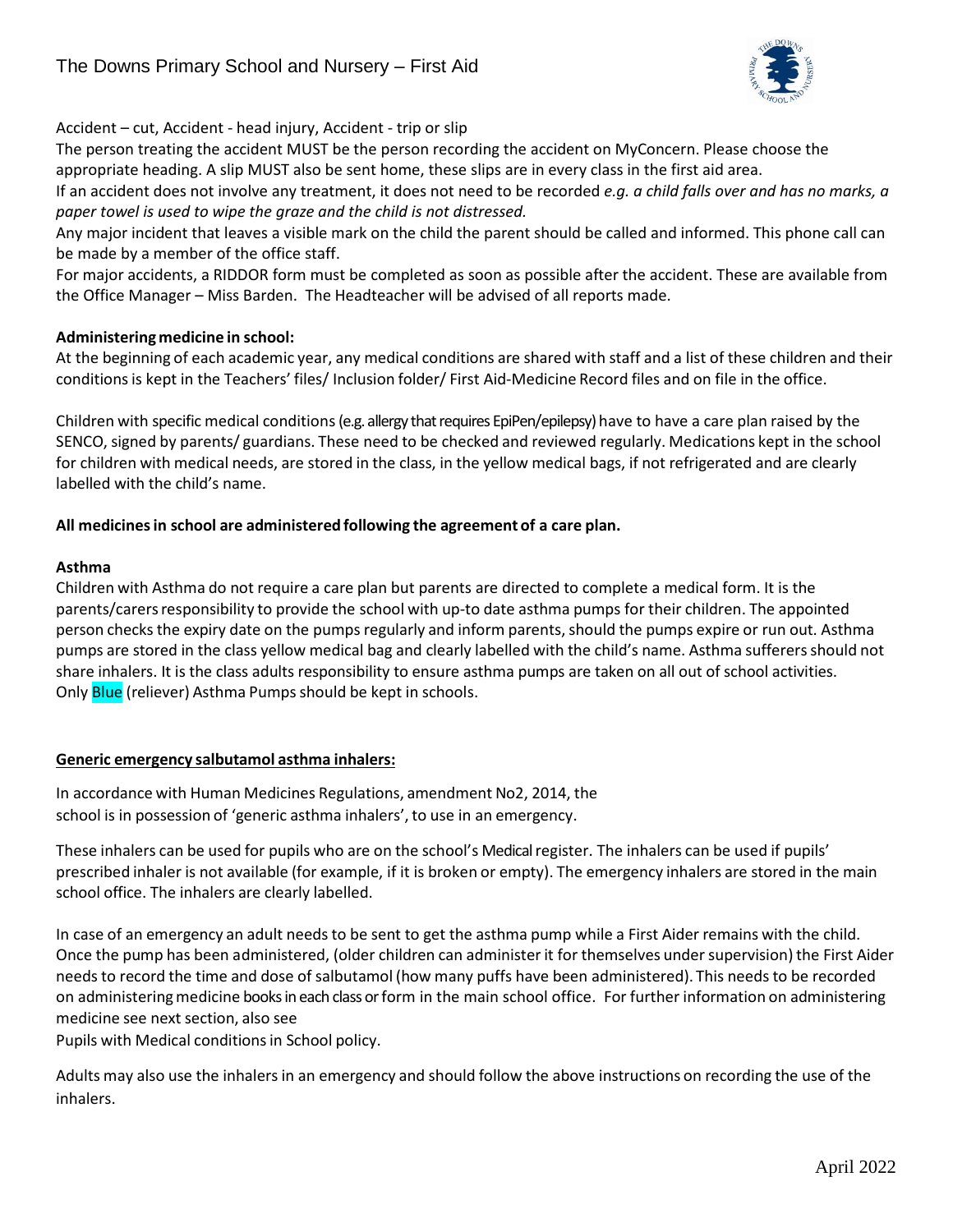Accident – cut, Accident - head injury, Accident - trip or slip

The person treating the accident MUST be the person recording the accident on MyConcern. Please choose the appropriate heading. A slip MUST also be sent home, these slips are in every class in the first aid area.

If an accident does not involve any treatment, it does not need to be recorded *e.g. a child falls over and has no marks, a paper towel is used to wipe the graze and the child is not distressed.*

Any major incident that leaves a visible mark on the child the parent should be called and informed. This phone call can be made by a member of the office staff.

For major accidents, a RIDDOR form must be completed as soon as possible after the accident. These are available from the Office Manager – Miss Barden. The Headteacher will be advised of all reports made.

**Administering medicine in school:**

At the beginning of each academic year, any medical conditions are shared with staff and a list of these children and their conditions is kept in the Teachers' files/ Inclusion folder/ First Aid-Medicine Record files and on file in the office.

Children with specific medical conditions (e.g. allergy that requires EpiPen/epilepsy) have to have a care plan raised by the SENCO, signed by parents/ guardians. These need to be checked and reviewed regularly. Medications kept in the school for children with medical needs, are stored in the class, in the yellow medical bags, if not refrigerated and are clearly labelled with the child's name.

**All medicines in school are administered following the agreement of a care plan.**

**Asthma**

Children with Asthma do not require a care plan but parents are directed to complete a medical form. It is the parents/carers responsibility to provide the school with up-to date asthma pumps for their children. The appointed person checks the expiry date on the pumps regularly and inform parents, should the pumps expire or run out. Asthma pumps are stored in the class yellow medical bag and clearly labelled with the child's name. Asthma sufferers should not share inhalers. It is the class adults responsibility to ensure asthma pumps are taken on all out of school activities. Only Blue (reliever) Asthma Pumps should be kept in schools.

**Generic emergency salbutamol asthma inhalers:**

In accordance with Human Medicines Regulations, amendment No2, 2014, the school is in possession of 'generic asthma inhalers', to use in an emergency.

These inhalers can be used for pupils who are on the school's Medical register. The inhalers can be used if pupils' prescribed inhaler is not available (for example, if it is broken or empty). The emergency inhalers are stored in the main school office. The inhalers are clearly labelled.

In case of an emergency an adult needs to be sent to get the asthma pump while a First Aider remains with the child. Once the pump has been administered, (older children can administer it for themselves under supervision) the First Aider needs to record the time and dose of salbutamol (how many puffs have been administered). This needs to be recorded on administering medicine books in each class or form in the main school office. For further information on administering medicine see next section, also see
Pupils with Medical conditions in School policy.

Adults may also use the inhalers in an emergency and should follow the above instructions on recording the use of the inhalers.

April 2022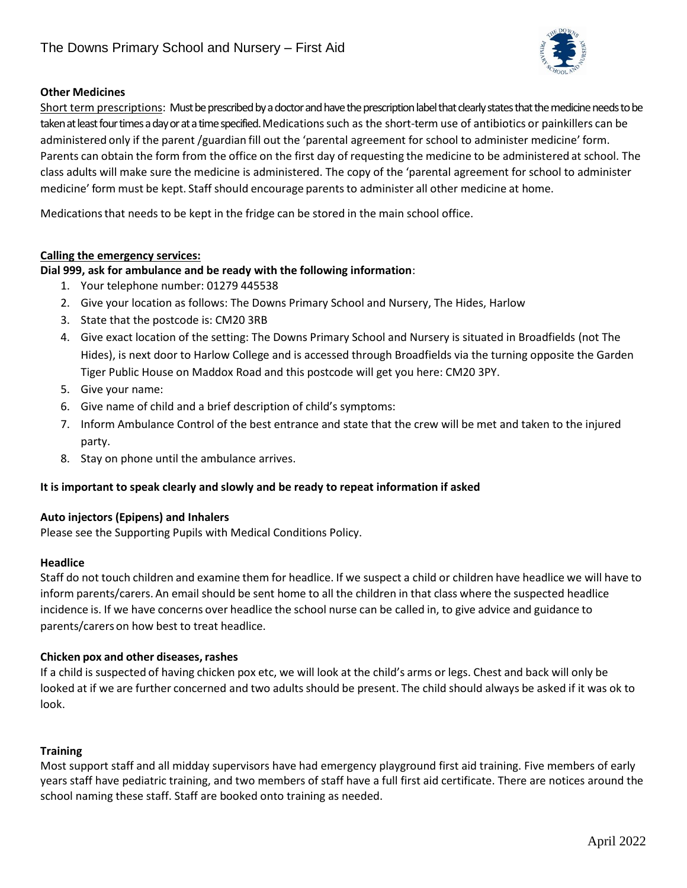### Other Medicines

Short term prescriptions: Must be prescribed by a doctor and have the prescription label that clearly states that the medicine needs to be taken at least four times a day or at a time specified. Medications such as the short-term use of antibiotics or painkillers can be administered only if the parent /guardian fill out the 'parental agreement for school to administer medicine' form. Parents can obtain the form from the office on the first day of requesting the medicine to be administered at school. The class adults will make sure the medicine is administered. The copy of the 'parental agreement for school to administer medicine' form must be kept. Staff should encourage parents to administer all other medicine at home.

Medications that needs to be kept in the fridge can be stored in the main school office.

### Calling the emergency services:

**Dial 999, ask for ambulance and be ready with the following information**:

1. Your telephone number: 01279 445538
2. Give your location as follows: The Downs Primary School and Nursery, The Hides, Harlow
3. State that the postcode is: CM20 3RB
4. Give exact location of the setting: The Downs Primary School and Nursery is situated in Broadfields (not The Hides), is next door to Harlow College and is accessed through Broadfields via the turning opposite the Garden Tiger Public House on Maddox Road and this postcode will get you here: CM20 3PY.
5. Give your name:
6. Give name of child and a brief description of child's symptoms:
7. Inform Ambulance Control of the best entrance and state that the crew will be met and taken to the injured party.
8. Stay on phone until the ambulance arrives.

**It is important to speak clearly and slowly and be ready to repeat information if asked**

### Auto injectors (Epipens) and Inhalers

Please see the Supporting Pupils with Medical Conditions Policy.

### Headlice

Staff do not touch children and examine them for headlice. If we suspect a child or children have headlice we will have to inform parents/carers. An email should be sent home to all the children in that class where the suspected headlice incidence is. If we have concerns over headlice the school nurse can be called in, to give advice and guidance to parents/carers on how best to treat headlice.

### Chicken pox and other diseases, rashes

If a child is suspected of having chicken pox etc, we will look at the child's arms or legs. Chest and back will only be looked at if we are further concerned and two adults should be present. The child should always be asked if it was ok to look.

### Training

Most support staff and all midday supervisors have had emergency playground first aid training. Five members of early years staff have pediatric training, and two members of staff have a full first aid certificate. There are notices around the school naming these staff. Staff are booked onto training as needed.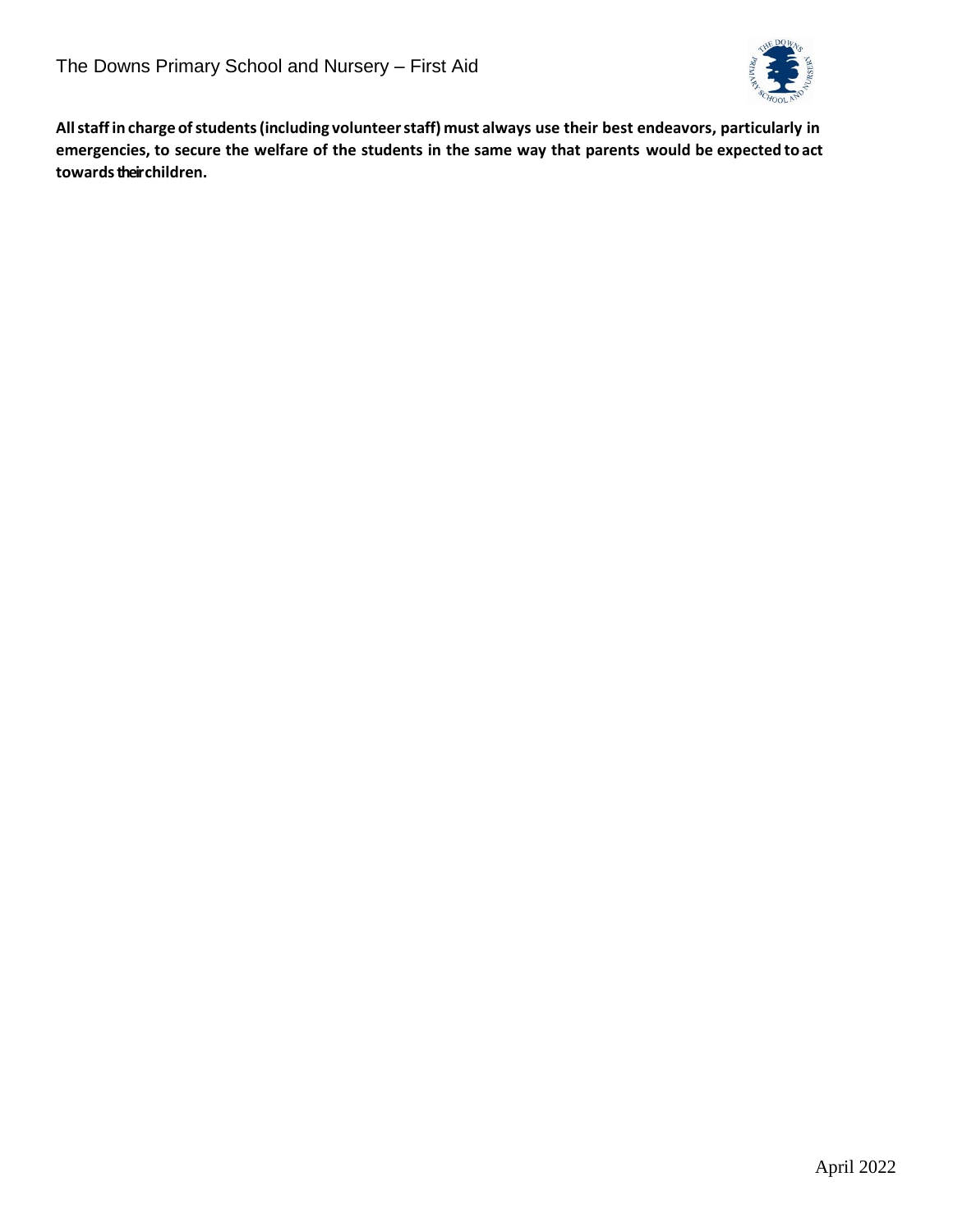**All staff in charge of students (including volunteer staff) must always use their best endeavors, particularly in emergencies, to secure the welfare of the students in the same way that parents would be expected to act towards their children.**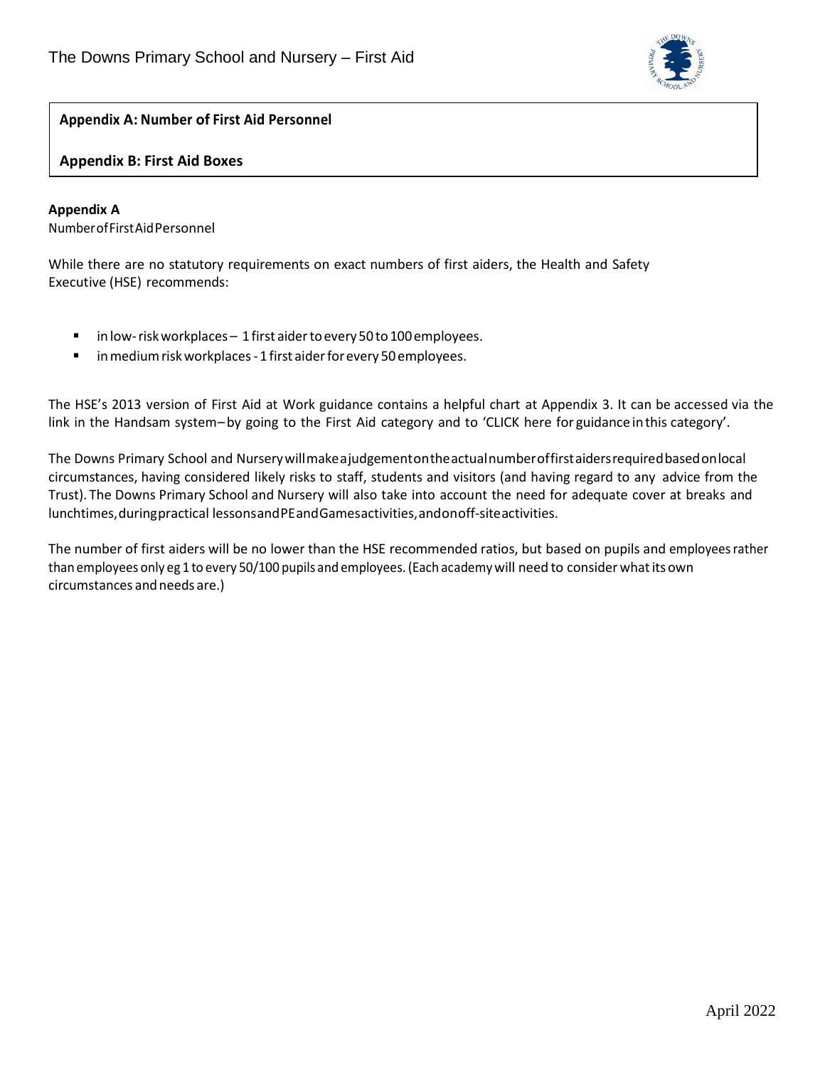**Appendix A: Number of First Aid Personnel**

**Appendix B: First Aid Boxes**

**Appendix A**

Number of First Aid Personnel

While there are no statutory requirements on exact numbers of first aiders, the Health and Safety Executive (HSE) recommends:

- in low- risk workplaces – 1 first aider to every 50 to 100 employees.
- in medium risk workplaces - 1 first aider for every 50 employees.

The HSE's 2013 version of First Aid at Work guidance contains a helpful chart at Appendix 3. It can be accessed via the link in the Handsam system– by going to the First Aid category and to 'CLICK here for guidance in this category'.

The Downs Primary School and Nursery will make a judgement on the actual number of first aiders required based on local circumstances, having considered likely risks to staff, students and visitors (and having regard to any advice from the Trust). The Downs Primary School and Nursery will also take into account the need for adequate cover at breaks and lunchtimes, during practical lessons and PE and Games activities, and on off-site activities.

The number of first aiders will be no lower than the HSE recommended ratios, but based on pupils and employees rather than employees only eg 1 to every 50/100 pupils and employees. (Each academy will need to consider what its own circumstances and needs are.)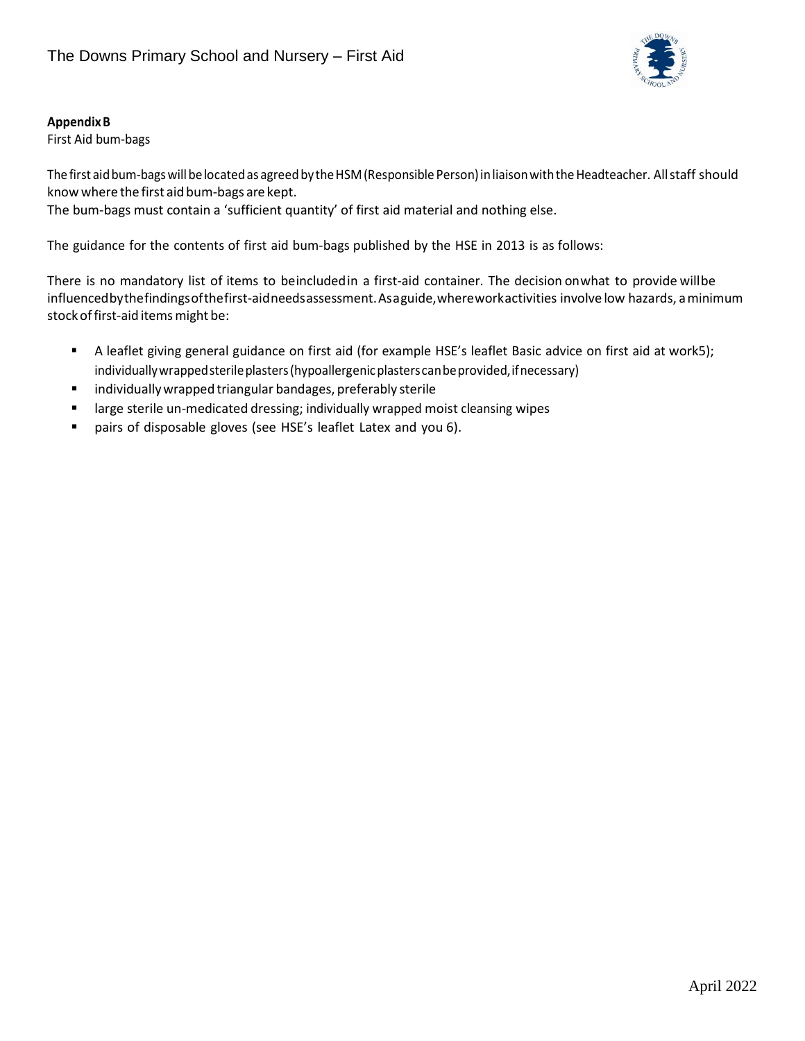**Appendix B**

First Aid bum-bags

The first aid bum-bags will be located as agreed by the HSM (Responsible Person) in liaison with the Headteacher. All staff should know where the first aid bum-bags are kept.

The bum-bags must contain a 'sufficient quantity' of first aid material and nothing else.

The guidance for the contents of first aid bum-bags published by the HSE in 2013 is as follows:

There is no mandatory list of items to be included in a first-aid container. The decision on what to provide will be influenced by the findings of the first-aid needs assessment. As a guide, where work activities involve low hazards, a minimum stock of first-aid items might be:

- A leaflet giving general guidance on first aid (for example HSE's leaflet Basic advice on first aid at work5); individually wrapped sterile plasters (hypoallergenic plasters can be provided, if necessary)
- individually wrapped triangular bandages, preferably sterile
- large sterile un-medicated dressing; individually wrapped moist cleansing wipes
- pairs of disposable gloves (see HSE's leaflet Latex and you 6).